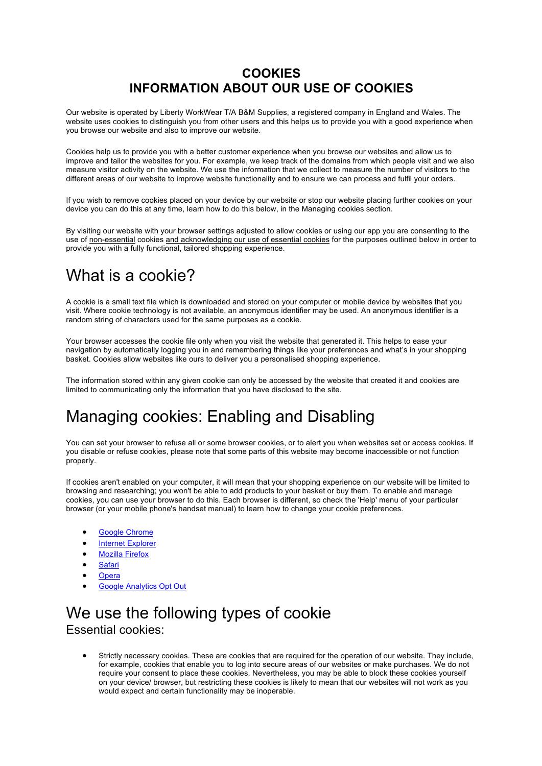# COOKIES
# INFORMATION ABOUT OUR USE OF COOKIES

Our website is operated by Liberty WorkWear T/A B&M Supplies, a registered company in England and Wales. The website uses cookies to distinguish you from other users and this helps us to provide you with a good experience when you browse our website and also to improve our website.

Cookies help us to provide you with a better customer experience when you browse our websites and allow us to improve and tailor the websites for you. For example, we keep track of the domains from which people visit and we also measure visitor activity on the website. We use the information that we collect to measure the number of visitors to the different areas of our website to improve website functionality and to ensure we can process and fulfil your orders.

If you wish to remove cookies placed on your device by our website or stop our website placing further cookies on your device you can do this at any time, learn how to do this below, in the Managing cookies section.

By visiting our website with your browser settings adjusted to allow cookies or using our app you are consenting to the use of non-essential cookies and acknowledging our use of essential cookies for the purposes outlined below in order to provide you with a fully functional, tailored shopping experience.

## What is a cookie?

A cookie is a small text file which is downloaded and stored on your computer or mobile device by websites that you visit. Where cookie technology is not available, an anonymous identifier may be used. An anonymous identifier is a random string of characters used for the same purposes as a cookie.

Your browser accesses the cookie file only when you visit the website that generated it. This helps to ease your navigation by automatically logging you in and remembering things like your preferences and what's in your shopping basket. Cookies allow websites like ours to deliver you a personalised shopping experience.

The information stored within any given cookie can only be accessed by the website that created it and cookies are limited to communicating only the information that you have disclosed to the site.

## Managing cookies: Enabling and Disabling

You can set your browser to refuse all or some browser cookies, or to alert you when websites set or access cookies. If you disable or refuse cookies, please note that some parts of this website may become inaccessible or not function properly.

If cookies aren't enabled on your computer, it will mean that your shopping experience on our website will be limited to browsing and researching; you won't be able to add products to your basket or buy them. To enable and manage cookies, you can use your browser to do this. Each browser is different, so check the 'Help' menu of your particular browser (or your mobile phone's handset manual) to learn how to change your cookie preferences.

- Google Chrome
- Internet Explorer
- Mozilla Firefox
- Safari
- Opera
- Google Analytics Opt Out

## We use the following types of cookie

### Essential cookies:

- Strictly necessary cookies. These are cookies that are required for the operation of our website. They include, for example, cookies that enable you to log into secure areas of our websites or make purchases. We do not require your consent to place these cookies. Nevertheless, you may be able to block these cookies yourself on your device/ browser, but restricting these cookies is likely to mean that our websites will not work as you would expect and certain functionality may be inoperable.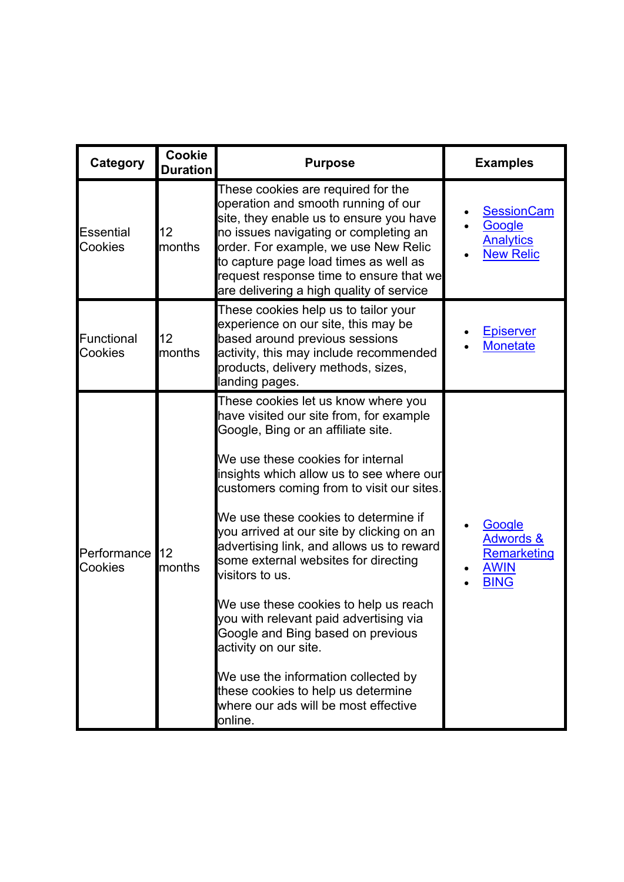| Category | Cookie Duration | Purpose | Examples |
|---|---|---|---|
| Essential Cookies | 12 months | These cookies are required for the operation and smooth running of our site, they enable us to ensure you have no issues navigating or completing an order. For example, we use New Relic to capture page load times as well as request response time to ensure that we are delivering a high quality of service | • SessionCam<br>• Google Analytics<br>• New Relic |
| Functional Cookies | 12 months | These cookies help us to tailor your experience on our site, this may be based around previous sessions activity, this may include recommended products, delivery methods, sizes, landing pages. | • Episerver<br>• Monetate |
| Performance Cookies | 12 months | These cookies let us know where you have visited our site from, for example Google, Bing or an affiliate site.<br><br>We use these cookies for internal insights which allow us to see where our customers coming from to visit our sites.<br><br>We use these cookies to determine if you arrived at our site by clicking on an advertising link, and allows us to reward some external websites for directing visitors to us.<br><br>We use these cookies to help us reach you with relevant paid advertising via Google and Bing based on previous activity on our site.<br><br>We use the information collected by these cookies to help us determine where our ads will be most effective online. | • Google Adwords & Remarketing<br>• AWIN<br>• BING |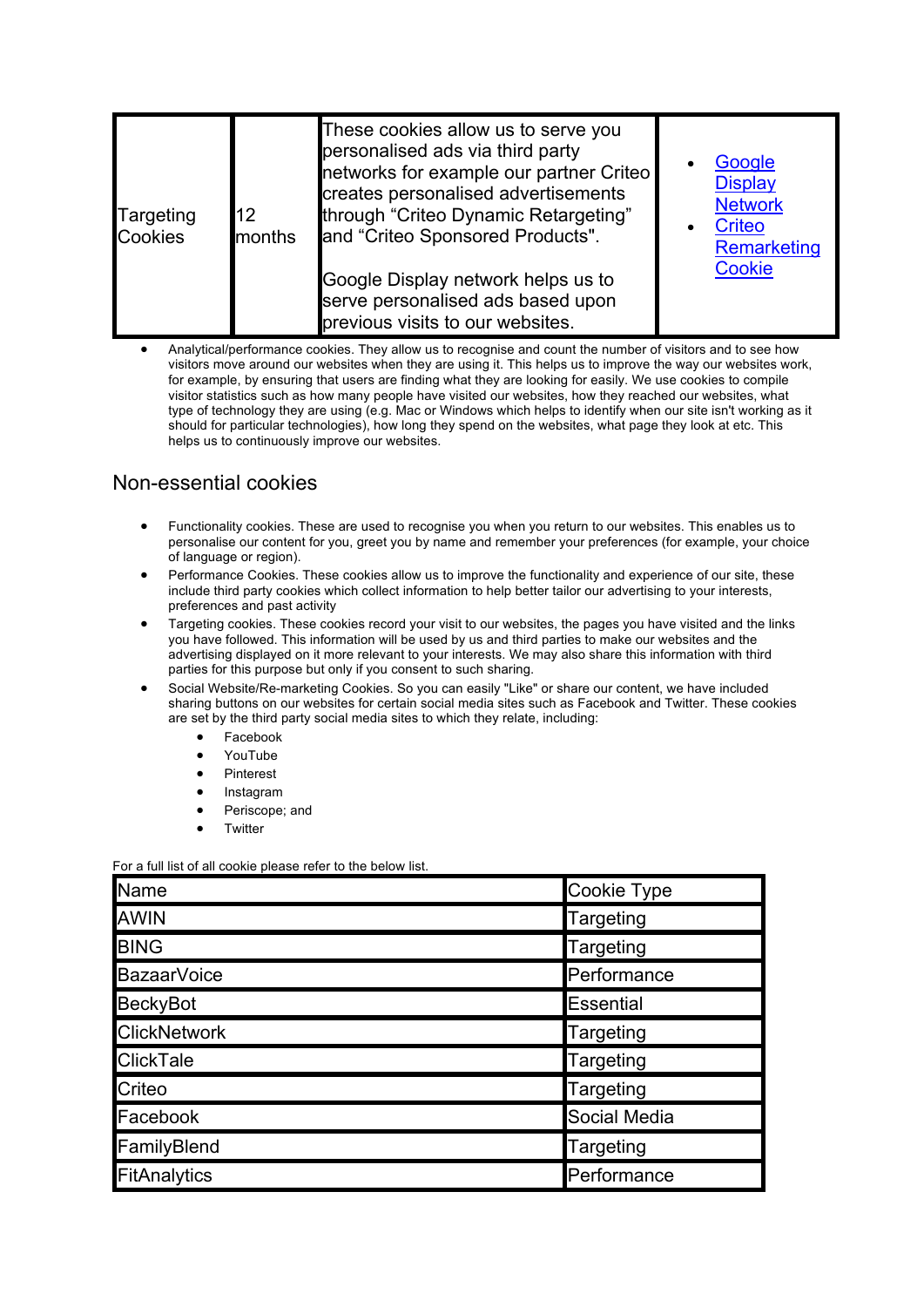| Targeting Cookies | 12 months | These cookies allow us to serve you personalised ads via third party networks for example our partner Criteo creates personalised advertisements through “Criteo Dynamic Retargeting” and “Criteo Sponsored Products".<br><br>Google Display network helps us to serve personalised ads based upon previous visits to our websites. | • Google Display Network<br>• Criteo Remarketing Cookie |
|---|---|---|---|

- Analytical/performance cookies. They allow us to recognise and count the number of visitors and to see how visitors move around our websites when they are using it. This helps us to improve the way our websites work, for example, by ensuring that users are finding what they are looking for easily. We use cookies to compile visitor statistics such as how many people have visited our websites, how they reached our websites, what type of technology they are using (e.g. Mac or Windows which helps to identify when our site isn't working as it should for particular technologies), how long they spend on the websites, what page they look at etc. This helps us to continuously improve our websites.

## Non-essential cookies

- Functionality cookies. These are used to recognise you when you return to our websites. This enables us to personalise our content for you, greet you by name and remember your preferences (for example, your choice of language or region).
- Performance Cookies. These cookies allow us to improve the functionality and experience of our site, these include third party cookies which collect information to help better tailor our advertising to your interests, preferences and past activity
- Targeting cookies. These cookies record your visit to our websites, the pages you have visited and the links you have followed. This information will be used by us and third parties to make our websites and the advertising displayed on it more relevant to your interests. We may also share this information with third parties for this purpose but only if you consent to such sharing.
- Social Website/Re-marketing Cookies. So you can easily "Like" or share our content, we have included sharing buttons on our websites for certain social media sites such as Facebook and Twitter. These cookies are set by the third party social media sites to which they relate, including:
    - Facebook
    - YouTube
    - Pinterest
    - Instagram
    - Periscope; and
    - Twitter

For a full list of all cookie please refer to the below list.

| Name | Cookie Type |
|---|---|
| AWIN | Targeting |
| BING | Targeting |
| BazaarVoice | Performance |
| BeckyBot | Essential |
| ClickNetwork | Targeting |
| ClickTale | Targeting |
| Criteo | Targeting |
| Facebook | Social Media |
| FamilyBlend | Targeting |
| FitAnalytics | Performance |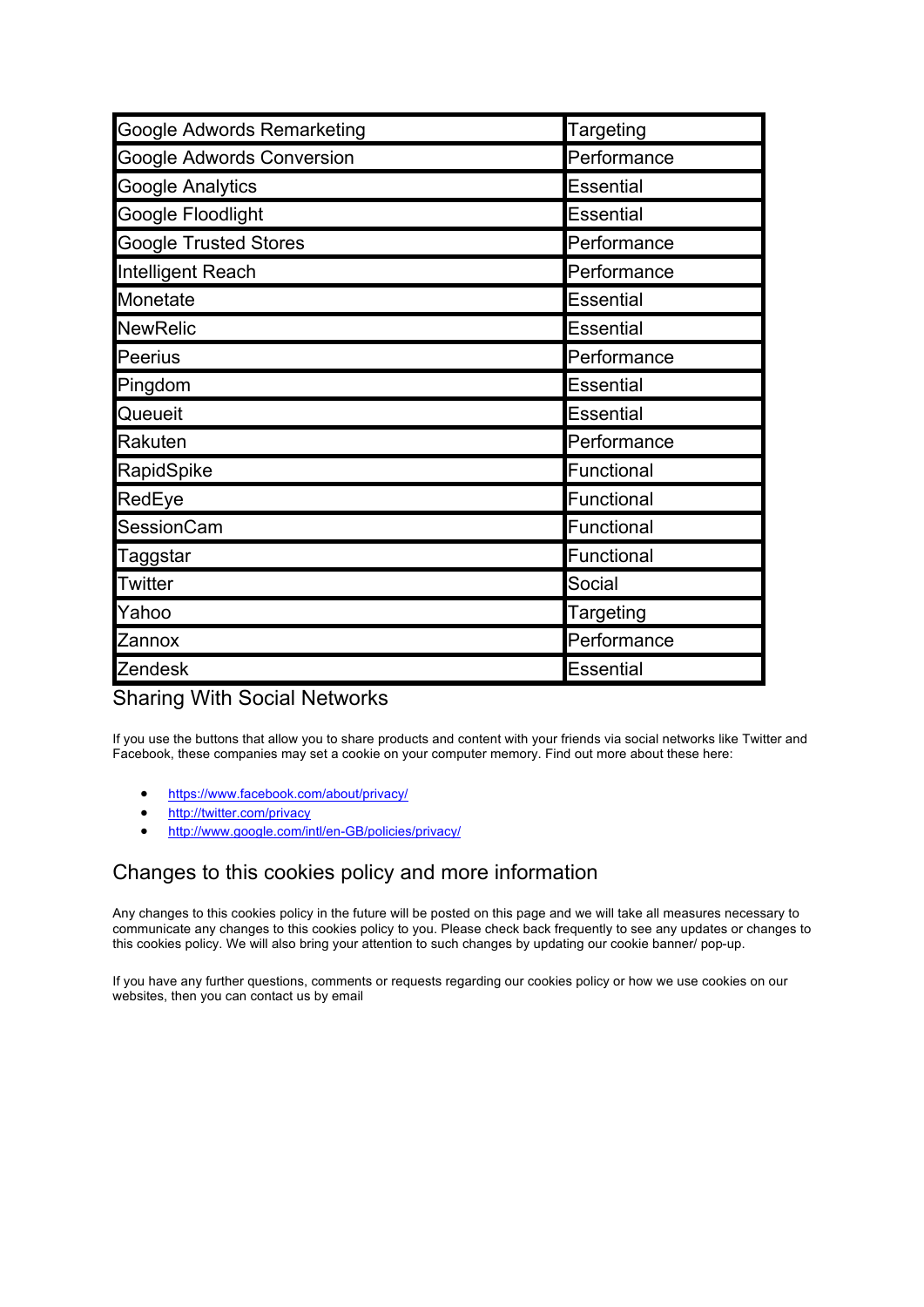| | |
|---|---|
| Google Adwords Remarketing | Targeting |
| Google Adwords Conversion | Performance |
| Google Analytics | Essential |
| Google Floodlight | Essential |
| Google Trusted Stores | Performance |
| Intelligent Reach | Performance |
| Monetate | Essential |
| NewRelic | Essential |
| Peerius | Performance |
| Pingdom | Essential |
| Queueit | Essential |
| Rakuten | Performance |
| RapidSpike | Functional |
| RedEye | Functional |
| SessionCam | Functional |
| Taggstar | Functional |
| Twitter | Social |
| Yahoo | Targeting |
| Zannox | Performance |
| Zendesk | Essential |

## Sharing With Social Networks

If you use the buttons that allow you to share products and content with your friends via social networks like Twitter and Facebook, these companies may set a cookie on your computer memory. Find out more about these here:

- https://www.facebook.com/about/privacy/
- http://twitter.com/privacy
- http://www.google.com/intl/en-GB/policies/privacy/

## Changes to this cookies policy and more information

Any changes to this cookies policy in the future will be posted on this page and we will take all measures necessary to communicate any changes to this cookies policy to you. Please check back frequently to see any updates or changes to this cookies policy. We will also bring your attention to such changes by updating our cookie banner/ pop-up.

If you have any further questions, comments or requests regarding our cookies policy or how we use cookies on our websites, then you can contact us by email